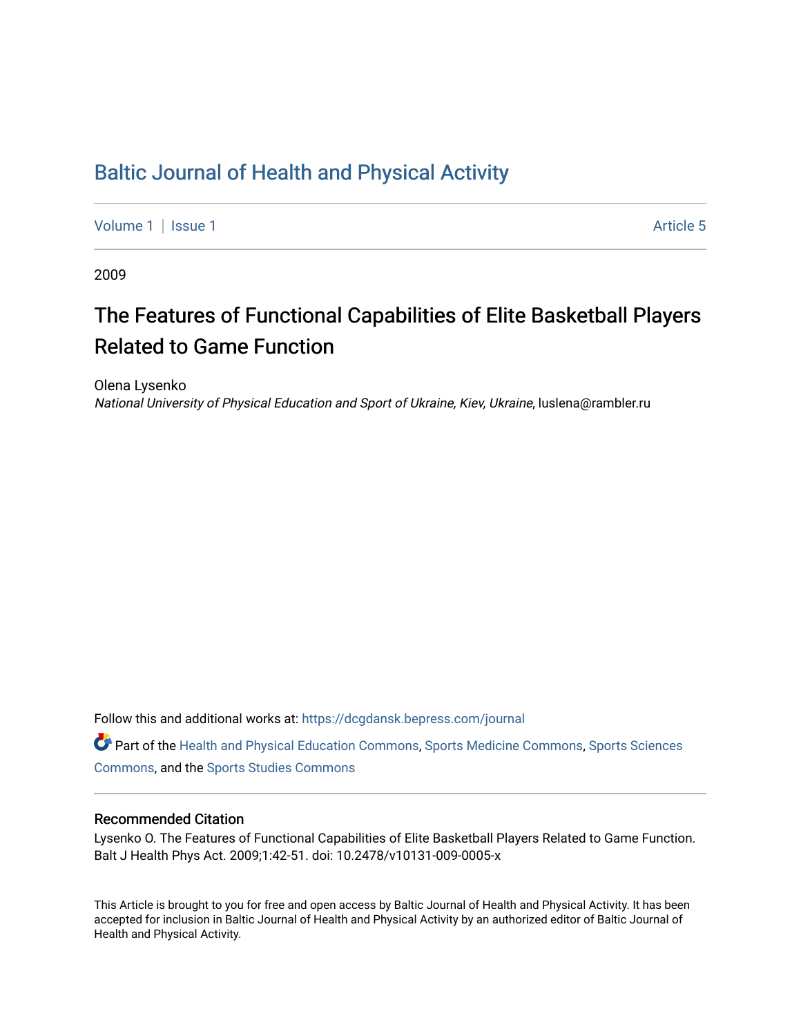# Baltic Journal of Health and Physical Activity

Volume 1 | Issue 1 Article 5

2009

## The Features of Functional Capabilities of Elite Basketball Players Related to Game Function

Olena Lysenko
*National University of Physical Education and Sport of Ukraine, Kiev, Ukraine*, luslena@rambler.ru

Follow this and additional works at: https://dcgdansk.bepress.com/journal

Part of the Health and Physical Education Commons, Sports Medicine Commons, Sports Sciences Commons, and the Sports Studies Commons

### Recommended Citation

Lysenko O. The Features of Functional Capabilities of Elite Basketball Players Related to Game Function. Balt J Health Phys Act. 2009;1:42-51. doi: 10.2478/v10131-009-0005-x

This Article is brought to you for free and open access by Baltic Journal of Health and Physical Activity. It has been accepted for inclusion in Baltic Journal of Health and Physical Activity by an authorized editor of Baltic Journal of Health and Physical Activity.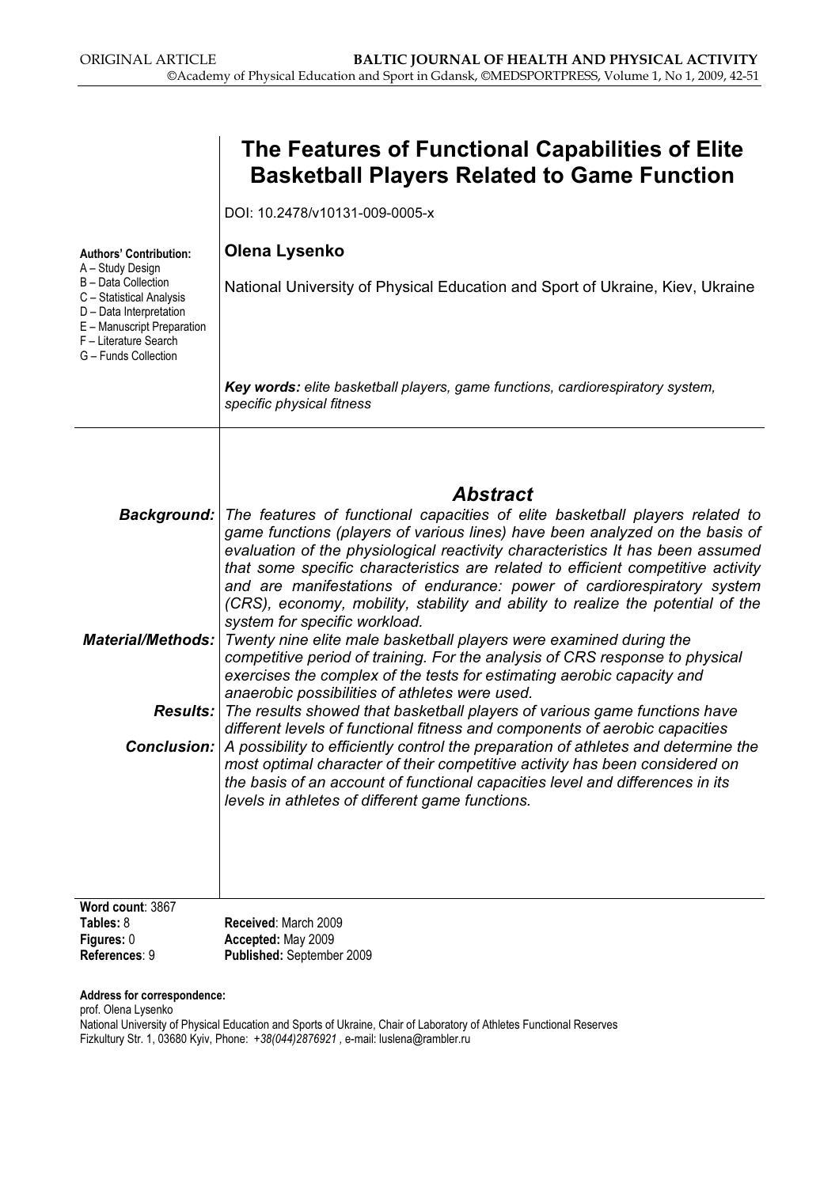# The Features of Functional Capabilities of Elite Basketball Players Related to Game Function

DOI: 10.2478/v10131-009-0005-x

**Olena Lysenko**

National University of Physical Education and Sport of Ukraine, Kiev, Ukraine

**Authors' Contribution:**
A – Study Design
B – Data Collection
C – Statistical Analysis
D – Data Interpretation
E – Manuscript Preparation
F – Literature Search
G – Funds Collection

***Key words:*** *elite basketball players, game functions, cardiorespiratory system, specific physical fitness*

## *Abstract*

***Background:*** *The features of functional capacities of elite basketball players related to game functions (players of various lines) have been analyzed on the basis of evaluation of the physiological reactivity characteristics It has been assumed that some specific characteristics are related to efficient competitive activity and are manifestations of endurance: power of cardiorespiratory system (CRS), economy, mobility, stability and ability to realize the potential of the system for specific workload.*

***Material/Methods:*** *Twenty nine elite male basketball players were examined during the competitive period of training. For the analysis of CRS response to physical exercises the complex of the tests for estimating aerobic capacity and anaerobic possibilities of athletes were used.*

***Results:*** *The results showed that basketball players of various game functions have different levels of functional fitness and components of aerobic capacities*

***Conclusion:*** *A possibility to efficiently control the preparation of athletes and determine the most optimal character of their competitive activity has been considered on the basis of an account of functional capacities level and differences in its levels in athletes of different game functions.*

**Word count**: 3867
**Tables:** 8
**Figures:** 0
**References**: 9

**Received**: March 2009
**Accepted:** May 2009
**Published:** September 2009

**Address for correspondence:**
prof. Olena Lysenko
National University of Physical Education and Sports of Ukraine, Chair of Laboratory of Athletes Functional Reserves
Fizkultury Str. 1, 03680 Kyiv, Phone: *+38(044)2876921* , e-mail: luslena@rambler.ru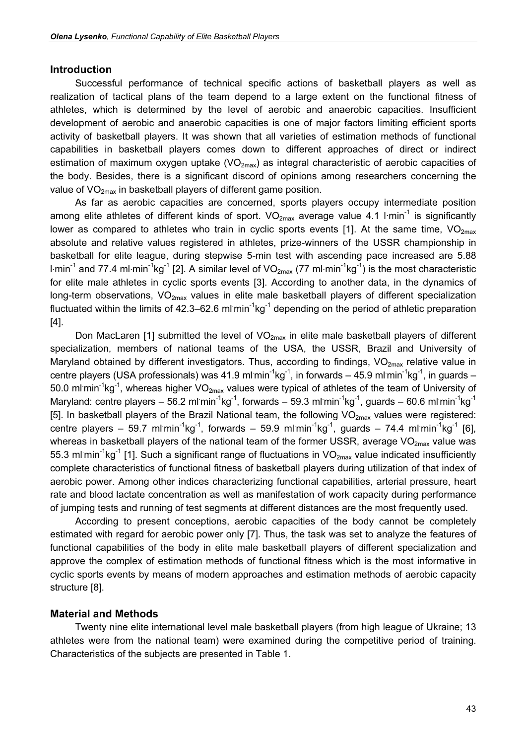## Introduction

Successful performance of technical specific actions of basketball players as well as realization of tactical plans of the team depend to a large extent on the functional fitness of athletes, which is determined by the level of aerobic and anaerobic capacities. Insufficient development of aerobic and anaerobic capacities is one of major factors limiting efficient sports activity of basketball players. It was shown that all varieties of estimation methods of functional capabilities in basketball players comes down to different approaches of direct or indirect estimation of maximum oxygen uptake ($VO_{2max}$) as integral characteristic of aerobic capacities of the body. Besides, there is a significant discord of opinions among researchers concerning the value of $VO_{2max}$ in basketball players of different game position.

As far as aerobic capacities are concerned, sports players occupy intermediate position among elite athletes of different kinds of sport. $VO_{2max}$ average value 4.1 $l \cdot min^{-1}$ is significantly lower as compared to athletes who train in cyclic sports events [1]. At the same time, $VO_{2max}$ absolute and relative values registered in athletes, prize-winners of the USSR championship in basketball for elite league, during stepwise 5-min test with ascending pace increased are 5.88 $l \cdot min^{-1}$ and 77.4 $ml \cdot min^{-1} kg^{-1}$ [2]. A similar level of $VO_{2max}$ (77 $ml \cdot min^{-1} kg^{-1}$) is the most characteristic for elite male athletes in cyclic sports events [3]. According to another data, in the dynamics of long-term observations, $VO_{2max}$ values in elite male basketball players of different specialization fluctuated within the limits of 42.3–62.6 $ml \cdot min^{-1} kg^{-1}$ depending on the period of athletic preparation [4].

Don MacLaren [1] submitted the level of $VO_{2max}$ in elite male basketball players of different specialization, members of national teams of the USA, the USSR, Brazil and University of Maryland obtained by different investigators. Thus, according to findings, $VO_{2max}$ relative value in centre players (USA professionals) was 41.9 $ml \cdot min^{-1} kg^{-1}$, in forwards – 45.9 $ml \cdot min^{-1} kg^{-1}$, in guards – 50.0 $ml \cdot min^{-1} kg^{-1}$, whereas higher $VO_{2max}$ values were typical of athletes of the team of University of Maryland: centre players – 56.2 $ml \cdot min^{-1} kg^{-1}$, forwards – 59.3 $ml \cdot min^{-1} kg^{-1}$, guards – 60.6 $ml \cdot min^{-1} kg^{-1}$ [5]. In basketball players of the Brazil National team, the following $VO_{2max}$ values were registered: centre players – 59.7 $ml \cdot min^{-1} kg^{-1}$, forwards – 59.9 $ml \cdot min^{-1} kg^{-1}$, guards – 74.4 $ml \cdot min^{-1} kg^{-1}$ [6], whereas in basketball players of the national team of the former USSR, average $VO_{2max}$ value was 55.3 $ml \cdot min^{-1} kg^{-1}$ [1]. Such a significant range of fluctuations in $VO_{2max}$ value indicated insufficiently complete characteristics of functional fitness of basketball players during utilization of that index of aerobic power. Among other indices characterizing functional capabilities, arterial pressure, heart rate and blood lactate concentration as well as manifestation of work capacity during performance of jumping tests and running of test segments at different distances are the most frequently used.

According to present conceptions, aerobic capacities of the body cannot be completely estimated with regard for aerobic power only [7]. Thus, the task was set to analyze the features of functional capabilities of the body in elite male basketball players of different specialization and approve the complex of estimation methods of functional fitness which is the most informative in cyclic sports events by means of modern approaches and estimation methods of aerobic capacity structure [8].

## Material and Methods

Twenty nine elite international level male basketball players (from high league of Ukraine; 13 athletes were from the national team) were examined during the competitive period of training. Characteristics of the subjects are presented in Table 1.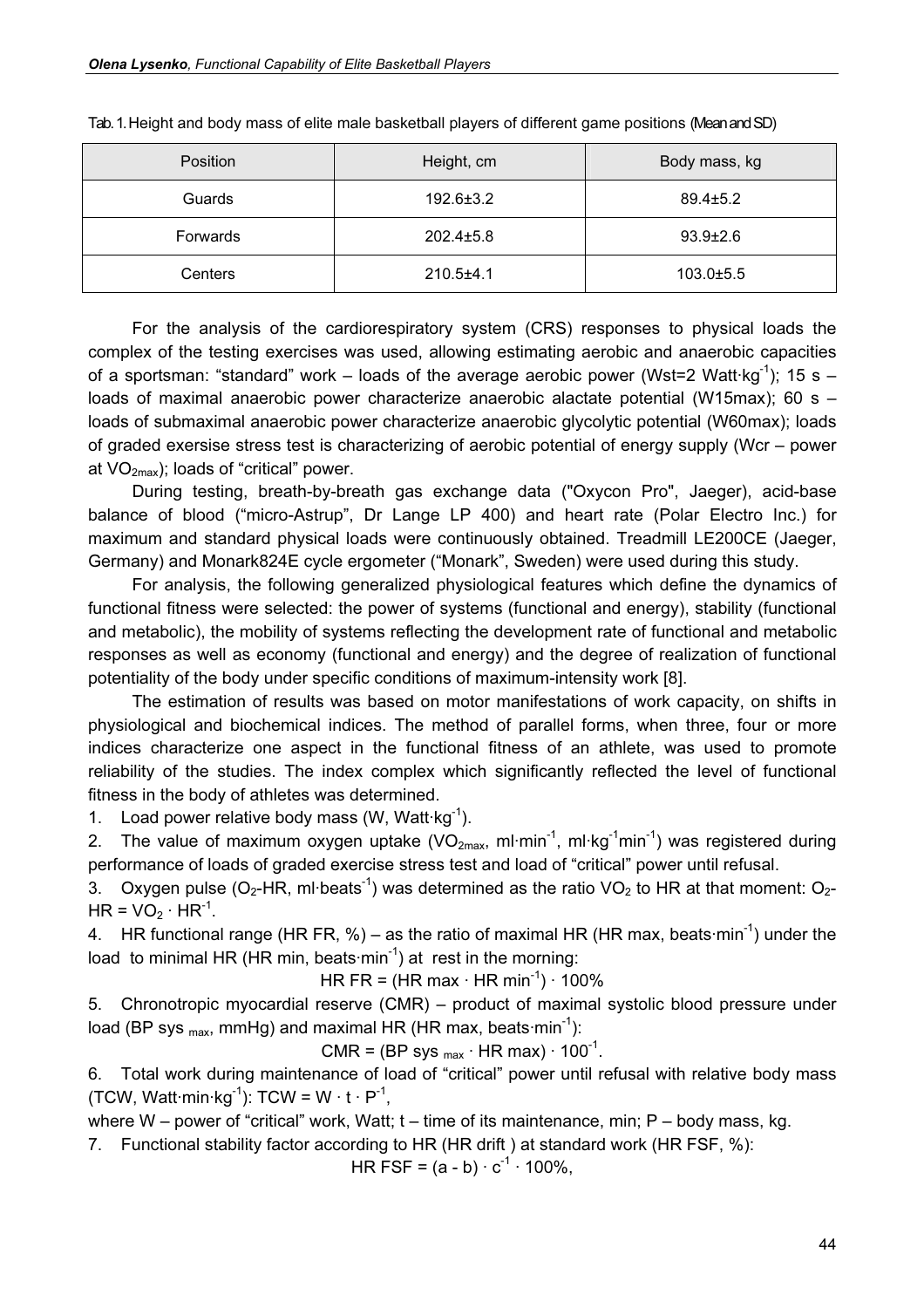Tab. 1. Height and body mass of elite male basketball players of different game positions (Mean and SD)

| Position | Height, cm | Body mass, kg |
|---|---|---|
| Guards | 192.6±3.2 | 89.4±5.2 |
| Forwards | 202.4±5.8 | 93.9±2.6 |
| Centers | 210.5±4.1 | 103.0±5.5 |

For the analysis of the cardiorespiratory system (CRS) responses to physical loads the complex of the testing exercises was used, allowing estimating aerobic and anaerobic capacities of a sportsman: "standard" work – loads of the average aerobic power (Wst=2 $Watt{\cdot}kg^{-1}$); 15 s – loads of maximal anaerobic power characterize anaerobic alactate potential (W15max); 60 s – loads of submaximal anaerobic power characterize anaerobic glycolytic potential (W60max); loads of graded exersise stress test is characterizing of aerobic potential of energy supply (Wcr – power at $VO_{2max}$); loads of "critical" power.

During testing, breath-by-breath gas exchange data ("Oxycon Pro", Jaeger), acid-base balance of blood ("micro-Astrup", Dr Lange LP 400) and heart rate (Polar Electro Inc.) for maximum and standard physical loads were continuously obtained. Treadmill LE200CE (Jaeger, Germany) and Monark824E cycle ergometer ("Monark", Sweden) were used during this study.

For analysis, the following generalized physiological features which define the dynamics of functional fitness were selected: the power of systems (functional and energy), stability (functional and metabolic), the mobility of systems reflecting the development rate of functional and metabolic responses as well as economy (functional and energy) and the degree of realization of functional potentiality of the body under specific conditions of maximum-intensity work [8].

The estimation of results was based on motor manifestations of work capacity, on shifts in physiological and biochemical indices. The method of parallel forms, when three, four or more indices characterize one aspect in the functional fitness of an athlete, was used to promote reliability of the studies. The index complex which significantly reflected the level of functional fitness in the body of athletes was determined.

1. Load power relative body mass (W, $Watt{\cdot}kg^{-1}$).
2. The value of maximum oxygen uptake ($VO_{2max}$, $ml{\cdot}min^{-1}$, $ml{\cdot}kg^{-1}min^{-1}$) was registered during performance of loads of graded exercise stress test and load of "critical" power until refusal.
3. Oxygen pulse ($O_2$-HR, $ml{\cdot}beats^{-1}$) was determined as the ratio $VO_2$ to HR at that moment: $O_2\text{-}HR = VO_2 \cdot HR^{-1}$.
4. HR functional range (HR FR, %) – as the ratio of maximal HR (HR max, $beats{\cdot}min^{-1}$) under the load to minimal HR (HR min, $beats{\cdot}min^{-1}$) at rest in the morning:

$$HR\ FR = (HR\ max \cdot HR\ min^{-1}) \cdot 100\%$$

5. Chronotropic myocardial reserve (CMR) – product of maximal systolic blood pressure under load ($BP\ sys_{max}$, mmHg) and maximal HR (HR max, $beats{\cdot}min^{-1}$):

$$CMR = (BP\ sys_{max} \cdot HR\ max) \cdot 100^{-1}.$$

6. Total work during maintenance of load of "critical" power until refusal with relative body mass (TCW, $Watt{\cdot}min{\cdot}kg^{-1}$): $TCW = W \cdot t \cdot P^{-1}$,

where W – power of "critical" work, Watt; t – time of its maintenance, min; P – body mass, kg.

7. Functional stability factor according to HR (HR drift ) at standard work (HR FSF, %):

$$HR\ FSF = (a - b) \cdot c^{-1} \cdot 100\%,$$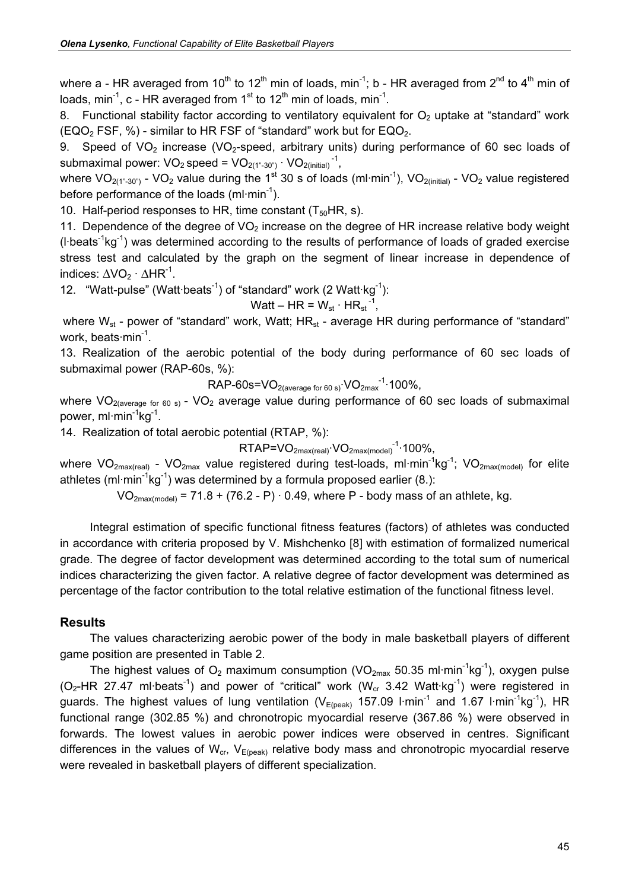where a - HR averaged from $10^{th}$ to $12^{th}$ min of loads, $min^{-1}$; b - HR averaged from $2^{nd}$ to $4^{th}$ min of loads, $min^{-1}$, c - HR averaged from $1^{st}$ to $12^{th}$ min of loads, $min^{-1}$.

8. Functional stability factor according to ventilatory equivalent for $O_2$ uptake at "standard" work ($EQO_2$ FSF, %) - similar to HR FSF of "standard" work but for $EQO_2$.

9. Speed of $VO_2$ increase ($VO_2$-speed, arbitrary units) during performance of 60 sec loads of submaximal power: $VO_2\ speed = VO_{2(1''\text{-}30'')} \cdot VO_{2(initial)}^{-1}$,

where $VO_{2(1''\text{-}30'')}$ - $VO_2$ value during the $1^{st}$ 30 s of loads ($ml \cdot min^{-1}$), $VO_{2(initial)}$ - $VO_2$ value registered before performance of the loads ($ml \cdot min^{-1}$).

10. Half-period responses to HR, time constant ($T_{50}HR$, s).

11. Dependence of the degree of $VO_2$ increase on the degree of HR increase relative body weight ($l \cdot beats^{-1} kg^{-1}$) was determined according to the results of performance of loads of graded exercise stress test and calculated by the graph on the segment of linear increase in dependence of indices: $\Delta VO_2 \cdot \Delta HR^{-1}$.

12. "Watt-pulse" ($Watt \cdot beats^{-1}$) of "standard" work ($2\ Watt \cdot kg^{-1}$):

$$Watt - HR = W_{st} \cdot HR_{st}^{-1},$$

where $W_{st}$ - power of "standard" work, Watt; $HR_{st}$ - average HR during performance of "standard" work, $beats \cdot min^{-1}$.

13. Realization of the aerobic potential of the body during performance of 60 sec loads of submaximal power (RAP-60s, %):

$$RAP\text{-}60s = VO_{2(average\ for\ 60\ s)} \cdot VO_{2max}^{-1} \cdot 100\%,$$

where $VO_{2(average\ for\ 60\ s)}$ - $VO_2$ average value during performance of 60 sec loads of submaximal power, $ml \cdot min^{-1} kg^{-1}$.

14. Realization of total aerobic potential (RTAP, %):

$$RTAP = VO_{2max(real)} \cdot VO_{2max(model)}^{-1} \cdot 100\%,$$

where $VO_{2max(real)}$ - $VO_{2max}$ value registered during test-loads, $ml \cdot min^{-1} kg^{-1}$; $VO_{2max(model)}$ for elite athletes ($ml \cdot min^{-1} kg^{-1}$) was determined by a formula proposed earlier (8.):

$$VO_{2max(model)} = 71.8 + (76.2 - P) \cdot 0.49, \text{ where P - body mass of an athlete, kg.}$$

Integral estimation of specific functional fitness features (factors) of athletes was conducted in accordance with criteria proposed by V. Mishchenko [8] with estimation of formalized numerical grade. The degree of factor development was determined according to the total sum of numerical indices characterizing the given factor. A relative degree of factor development was determined as percentage of the factor contribution to the total relative estimation of the functional fitness level.

## Results

The values characterizing aerobic power of the body in male basketball players of different game position are presented in Table 2.

The highest values of $O_2$ maximum consumption ($VO_{2max}$ 50.35 $ml \cdot min^{-1} kg^{-1}$), oxygen pulse ($O_2$-HR 27.47 $ml \cdot beats^{-1}$) and power of "critical" work ($W_{cr}$ 3.42 $Watt \cdot kg^{-1}$) were registered in guards. The highest values of lung ventilation ($V_{E(peak)}$ 157.09 $l \cdot min^{-1}$ and 1.67 $l \cdot min^{-1} kg^{-1}$), HR functional range (302.85 %) and chronotropic myocardial reserve (367.86 %) were observed in forwards. The lowest values in aerobic power indices were observed in centres. Significant differences in the values of $W_{cr}$, $V_{E(peak)}$ relative body mass and chronotropic myocardial reserve were revealed in basketball players of different specialization.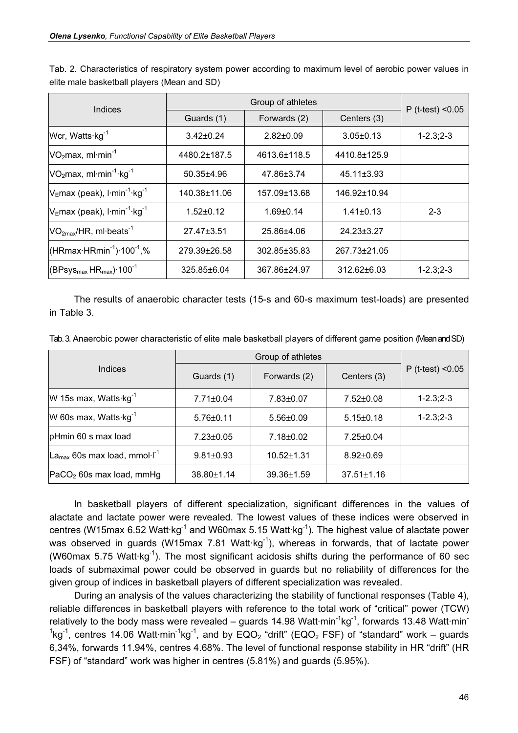Tab. 2. Characteristics of respiratory system power according to maximum level of aerobic power values in elite male basketball players (Mean and SD)

| Indices | Group of athletes | | | P (t-test) <0.05 |
|---|---|---|---|---|
| | Guards (1) | Forwards (2) | Centers (3) | |
| Wcr, $Watts \cdot kg^{-1}$ | 3.42±0.24 | 2.82±0.09 | 3.05±0.13 | 1-2.3;2-3 |
| $VO_2max$, $ml \cdot min^{-1}$ | 4480.2±187.5 | 4613.6±118.5 | 4410.8±125.9 | |
| $VO_2max$, $ml \cdot min^{-1} \cdot kg^{-1}$ | 50.35±4.96 | 47.86±3.74 | 45.11±3.93 | |
| $V_Emax$ (peak), $l \cdot min^{-1} \cdot kg^{-1}$ | 140.38±11.06 | 157.09±13.68 | 146.92±10.94 | |
| $V_Emax$ (peak), $l \cdot min^{-1} \cdot kg^{-1}$ | 1.52±0.12 | 1.69±0.14 | 1.41±0.13 | 2-3 |
| $VO_{2max}/HR$, $ml \cdot beats^{-1}$ | 27.47±3.51 | 25.86±4.06 | 24.23±3.27 | |
| $(HRmax \cdot HRmin^{-1}) \cdot 100^{-1}$,% | 279.39±26.58 | 302.85±35.83 | 267.73±21.05 | |
| $(BPsys_{max} \cdot HR_{max}) \cdot 100^{-1}$ | 325.85±6.04 | 367.86±24.97 | 312.62±6.03 | 1-2.3;2-3 |

The results of anaerobic character tests (15-s and 60-s maximum test-loads) are presented in Table 3.

Tab. 3. Anaerobic power characteristic of elite male basketball players of different game position (Mean and SD)

| Indices | Group of athletes | | | P (t-test) <0.05 |
|---|---|---|---|---|
| | Guards (1) | Forwards (2) | Centers (3) | |
| W 15s max, $Watts \cdot kg^{-1}$ | 7.71±0.04 | 7.83±0.07 | 7.52±0.08 | 1-2.3;2-3 |
| W 60s max, $Watts \cdot kg^{-1}$ | 5.76±0.11 | 5.56±0.09 | 5.15±0.18 | 1-2.3;2-3 |
| pHmin 60 s max load | 7.23±0.05 | 7.18±0.02 | 7.25±0.04 | |
| $La_{max}$ 60s max load, $mmol \cdot l^{-1}$ | 9.81±0.93 | 10.52±1.31 | 8.92±0.69 | |
| $PaCO_2$ 60s max load, mmHg | 38.80±1.14 | 39.36±1.59 | 37.51±1.16 | |

In basketball players of different specialization, significant differences in the values of alactate and lactate power were revealed. The lowest values of these indices were observed in centres (W15max 6.52 $Watt \cdot kg^{-1}$ and W60max 5.15 $Watt \cdot kg^{-1}$). The highest value of alactate power was observed in guards (W15max 7.81 $Watt \cdot kg^{-1}$), whereas in forwards, that of lactate power (W60max 5.75 $Watt \cdot kg^{-1}$). The most significant acidosis shifts during the performance of 60 sec loads of submaximal power could be observed in guards but no reliability of differences for the given group of indices in basketball players of different specialization was revealed.

During an analysis of the values characterizing the stability of functional responses (Table 4), reliable differences in basketball players with reference to the total work of "critical" power (TCW) relatively to the body mass were revealed – guards 14.98 $Watt \cdot min^{-1} kg^{-1}$, forwards 13.48 $Watt \cdot min^{-1} kg^{-1}$, centres 14.06 $Watt \cdot min^{-1} kg^{-1}$, and by $EQO_2$ "drift" ($EQO_2$ FSF) of "standard" work – guards 6,34%, forwards 11.94%, centres 4.68%. The level of functional response stability in HR "drift" (HR FSF) of "standard" work was higher in centres (5.81%) and guards (5.95%).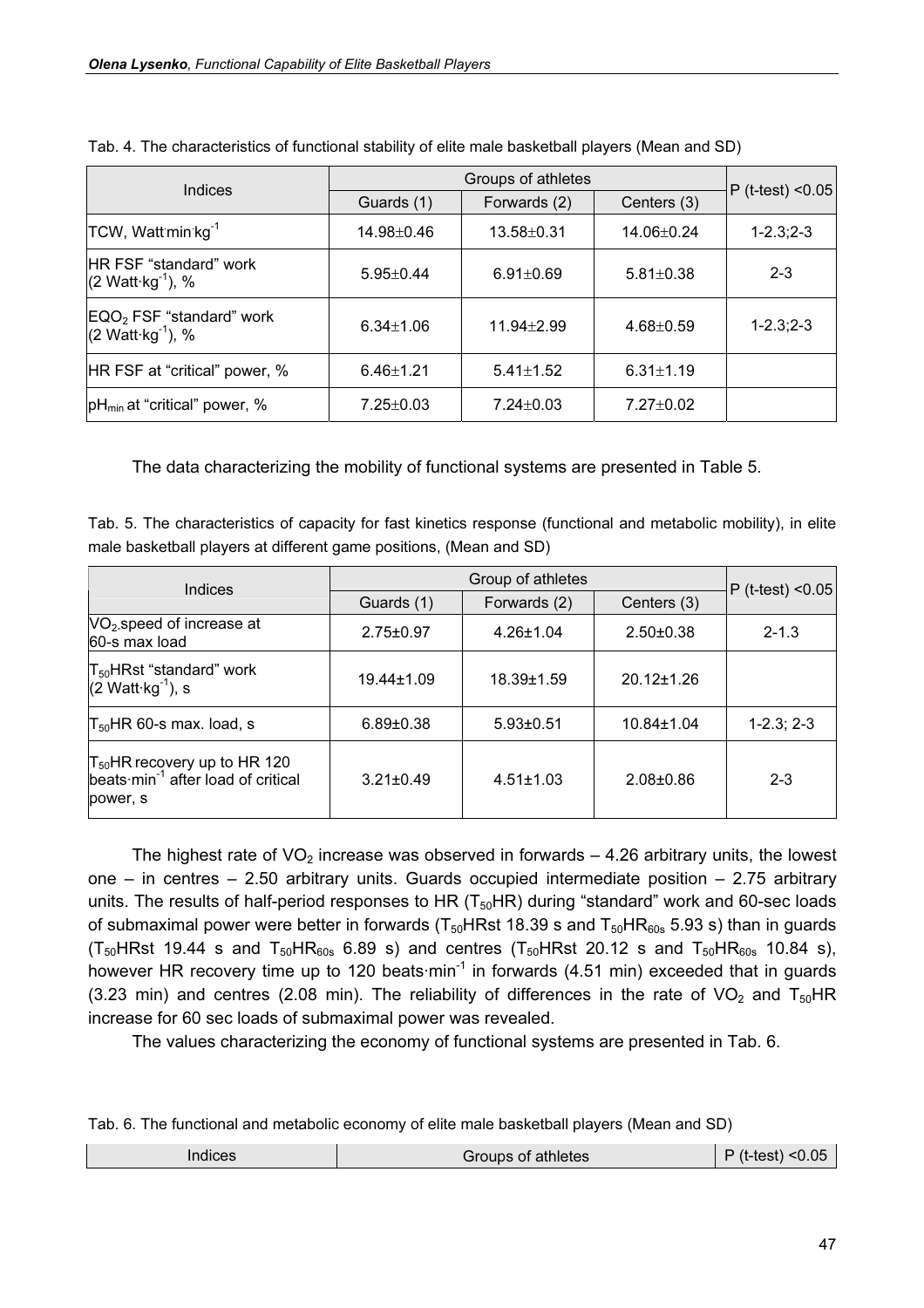Tab. 4. The characteristics of functional stability of elite male basketball players (Mean and SD)

| Indices | Groups of athletes | | | P (t-test) <0.05 |
|---|---|---|---|---|
| | Guards (1) | Forwards (2) | Centers (3) | |
| TCW, $Watt \cdot min \cdot kg^{-1}$ | 14.98±0.46 | 13.58±0.31 | 14.06±0.24 | 1-2.3;2-3 |
| HR FSF "standard" work (2 $Watt \cdot kg^{-1}$), % | 5.95±0.44 | 6.91±0.69 | 5.81±0.38 | 2-3 |
| $EQO_2$ FSF "standard" work (2 $Watt \cdot kg^{-1}$), % | 6.34±1.06 | 11.94±2.99 | 4.68±0.59 | 1-2.3;2-3 |
| HR FSF at "critical" power, % | 6.46±1.21 | 5.41±1.52 | 6.31±1.19 | |
| $pH_{min}$ at "critical" power, % | 7.25±0.03 | 7.24±0.03 | 7.27±0.02 | |

The data characterizing the mobility of functional systems are presented in Table 5.

Tab. 5. The characteristics of capacity for fast kinetics response (functional and metabolic mobility), in elite male basketball players at different game positions, (Mean and SD)

| Indices | Group of athletes | | | P (t-test) <0.05 |
|---|---|---|---|---|
| | Guards (1) | Forwards (2) | Centers (3) | |
| $VO_2$ speed of increase at 60-s max load | 2.75±0.97 | 4.26±1.04 | 2.50±0.38 | 2-1.3 |
| $T_{50}HRst$ "standard" work (2 $Watt \cdot kg^{-1}$), s | 19.44±1.09 | 18.39±1.59 | 20.12±1.26 | |
| $T_{50}HR$ 60-s max. load, s | 6.89±0.38 | 5.93±0.51 | 10.84±1.04 | 1-2.3; 2-3 |
| $T_{50}HR$ recovery up to HR 120 $beats \cdot min^{-1}$ after load of critical power, s | 3.21±0.49 | 4.51±1.03 | 2.08±0.86 | 2-3 |

The highest rate of $VO_2$ increase was observed in forwards – 4.26 arbitrary units, the lowest one – in centres – 2.50 arbitrary units. Guards occupied intermediate position – 2.75 arbitrary units. The results of half-period responses to HR ($T_{50}HR$) during "standard" work and 60-sec loads of submaximal power were better in forwards ($T_{50}HRst$ 18.39 s and $T_{50}HR_{60s}$ 5.93 s) than in guards ($T_{50}HRst$ 19.44 s and $T_{50}HR_{60s}$ 6.89 s) and centres ($T_{50}HRst$ 20.12 s and $T_{50}HR_{60s}$ 10.84 s), however HR recovery time up to 120 $beats \cdot min^{-1}$ in forwards (4.51 min) exceeded that in guards (3.23 min) and centres (2.08 min). The reliability of differences in the rate of $VO_2$ and $T_{50}HR$ increase for 60 sec loads of submaximal power was revealed.

The values characterizing the economy of functional systems are presented in Tab. 6.

Tab. 6. The functional and metabolic economy of elite male basketball players (Mean and SD)

| Indices | Groups of athletes | P (t-test) <0.05 |
|---|---|---|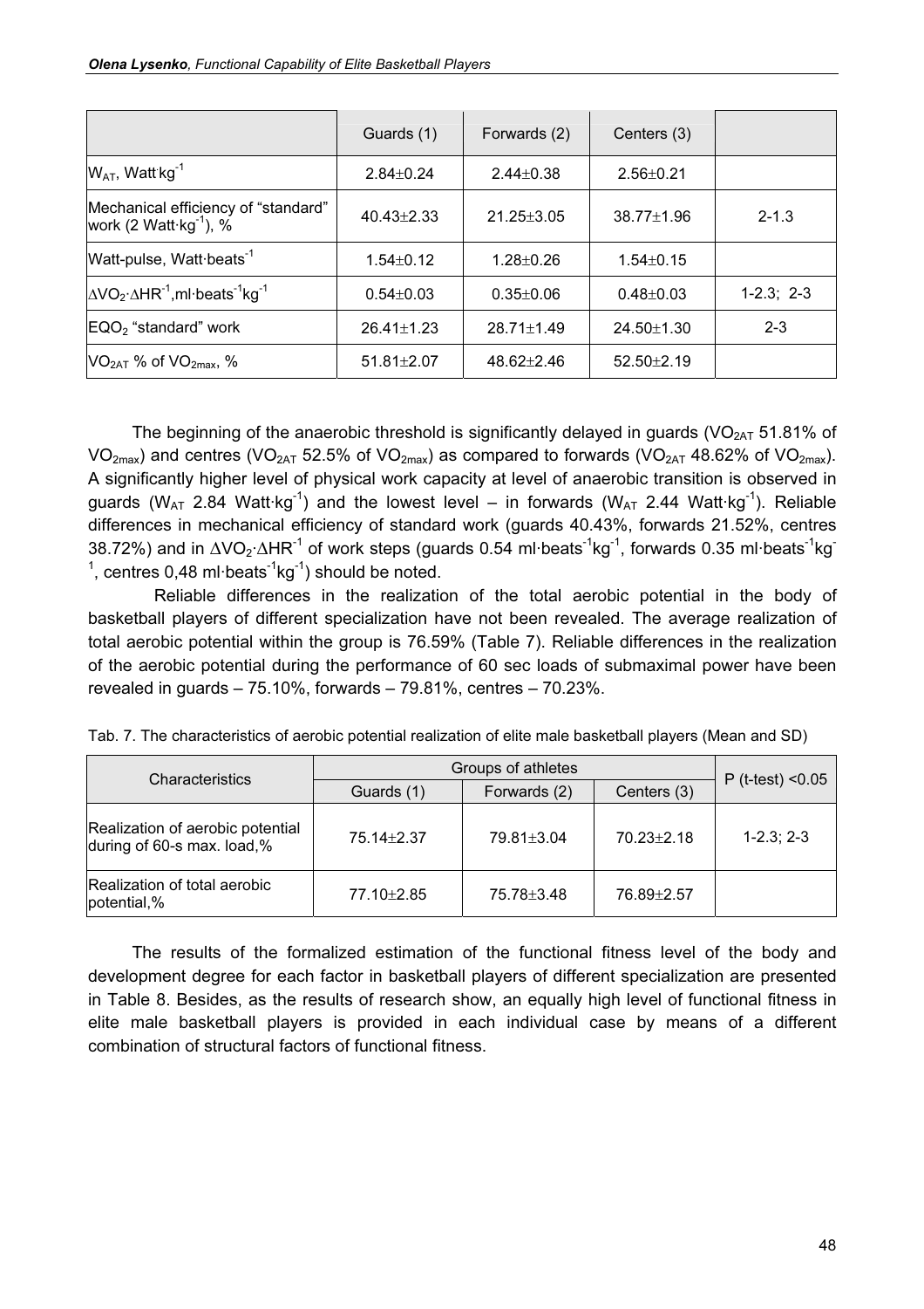| | Guards (1) | Forwards (2) | Centers (3) | |
|---|---|---|---|---|
| $W_{AT}$, $Watt \cdot kg^{-1}$ | 2.84±0.24 | 2.44±0.38 | 2.56±0.21 | |
| Mechanical efficiency of "standard" work (2 $Watt \cdot kg^{-1}$), % | 40.43±2.33 | 21.25±3.05 | 38.77±1.96 | 2-1.3 |
| Watt-pulse, $Watt \cdot beats^{-1}$ | 1.54±0.12 | 1.28±0.26 | 1.54±0.15 | |
| $\Delta VO_2 \cdot \Delta HR^{-1}$, $ml \cdot beats^{-1} kg^{-1}$ | 0.54±0.03 | 0.35±0.06 | 0.48±0.03 | 1-2.3; 2-3 |
| $EQO_2$ "standard" work | 26.41±1.23 | 28.71±1.49 | 24.50±1.30 | 2-3 |
| $VO_{2AT}$ % of $VO_{2max}$, % | 51.81±2.07 | 48.62±2.46 | 52.50±2.19 | |

The beginning of the anaerobic threshold is significantly delayed in guards ($VO_{2AT}$ 51.81% of $VO_{2max}$) and centres ($VO_{2AT}$ 52.5% of $VO_{2max}$) as compared to forwards ($VO_{2AT}$ 48.62% of $VO_{2max}$). A significantly higher level of physical work capacity at level of anaerobic transition is observed in guards ($W_{AT}$ 2.84 $Watt \cdot kg^{-1}$) and the lowest level – in forwards ($W_{AT}$ 2.44 $Watt \cdot kg^{-1}$). Reliable differences in mechanical efficiency of standard work (guards 40.43%, forwards 21.52%, centres 38.72%) and in $\Delta VO_2 \cdot \Delta HR^{-1}$ of work steps (guards 0.54 $ml \cdot beats^{-1} kg^{-1}$, forwards 0.35 $ml \cdot beats^{-1} kg^{-1}$, centres 0,48 $ml \cdot beats^{-1} kg^{-1}$) should be noted.

Reliable differences in the realization of the total aerobic potential in the body of basketball players of different specialization have not been revealed. The average realization of total aerobic potential within the group is 76.59% (Table 7). Reliable differences in the realization of the aerobic potential during the performance of 60 sec loads of submaximal power have been revealed in guards – 75.10%, forwards – 79.81%, centres – 70.23%.

Tab. 7. The characteristics of aerobic potential realization of elite male basketball players (Mean and SD)

| Characteristics | Groups of athletes | | | P (t-test) <0.05 |
|---|---|---|---|---|
| | Guards (1) | Forwards (2) | Centers (3) | |
| Realization of aerobic potential during of 60-s max. load,% | 75.14±2.37 | 79.81±3.04 | 70.23±2.18 | 1-2.3; 2-3 |
| Realization of total aerobic potential,% | 77.10±2.85 | 75.78±3.48 | 76.89±2.57 | |

The results of the formalized estimation of the functional fitness level of the body and development degree for each factor in basketball players of different specialization are presented in Table 8. Besides, as the results of research show, an equally high level of functional fitness in elite male basketball players is provided in each individual case by means of a different combination of structural factors of functional fitness.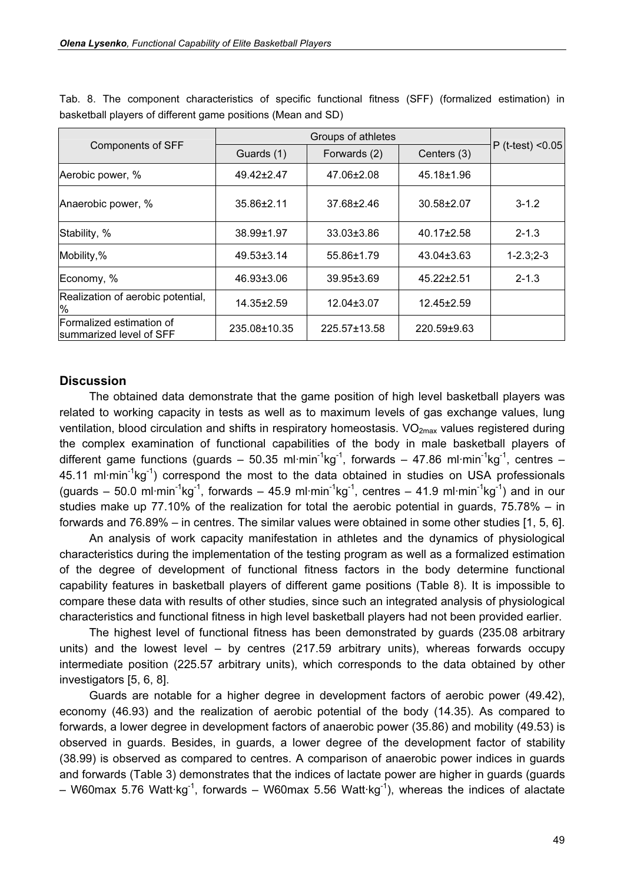Tab. 8. The component characteristics of specific functional fitness (SFF) (formalized estimation) in basketball players of different game positions (Mean and SD)

| Components of SFF | Groups of athletes | | | P (t-test) <0.05 |
|---|---|---|---|---|
| | Guards (1) | Forwards (2) | Centers (3) | |
| Aerobic power, % | 49.42±2.47 | 47.06±2.08 | 45.18±1.96 | |
| Anaerobic power, % | 35.86±2.11 | 37.68±2.46 | 30.58±2.07 | 3-1.2 |
| Stability, % | 38.99±1.97 | 33.03±3.86 | 40.17±2.58 | 2-1.3 |
| Mobility,% | 49.53±3.14 | 55.86±1.79 | 43.04±3.63 | 1-2.3;2-3 |
| Economy, % | 46.93±3.06 | 39.95±3.69 | 45.22±2.51 | 2-1.3 |
| Realization of aerobic potential, % | 14.35±2.59 | 12.04±3.07 | 12.45±2.59 | |
| Formalized estimation of summarized level of SFF | 235.08±10.35 | 225.57±13.58 | 220.59±9.63 | |

## Discussion

The obtained data demonstrate that the game position of high level basketball players was related to working capacity in tests as well as to maximum levels of gas exchange values, lung ventilation, blood circulation and shifts in respiratory homeostasis. $VO_{2max}$ values registered during the complex examination of functional capabilities of the body in male basketball players of different game functions (guards – 50.35 $ml \cdot min^{-1} kg^{-1}$, forwards – 47.86 $ml \cdot min^{-1} kg^{-1}$, centres – 45.11 $ml \cdot min^{-1} kg^{-1}$) correspond the most to the data obtained in studies on USA professionals (guards – 50.0 $ml \cdot min^{-1} kg^{-1}$, forwards – 45.9 $ml \cdot min^{-1} kg^{-1}$, centres – 41.9 $ml \cdot min^{-1} kg^{-1}$) and in our studies make up 77.10% of the realization for total the aerobic potential in guards, 75.78% – in forwards and 76.89% – in centres. The similar values were obtained in some other studies [1, 5, 6].

An analysis of work capacity manifestation in athletes and the dynamics of physiological characteristics during the implementation of the testing program as well as a formalized estimation of the degree of development of functional fitness factors in the body determine functional capability features in basketball players of different game positions (Table 8). It is impossible to compare these data with results of other studies, since such an integrated analysis of physiological characteristics and functional fitness in high level basketball players had not been provided earlier.

The highest level of functional fitness has been demonstrated by guards (235.08 arbitrary units) and the lowest level – by centres (217.59 arbitrary units), whereas forwards occupy intermediate position (225.57 arbitrary units), which corresponds to the data obtained by other investigators [5, 6, 8].

Guards are notable for a higher degree in development factors of aerobic power (49.42), economy (46.93) and the realization of aerobic potential of the body (14.35). As compared to forwards, a lower degree in development factors of anaerobic power (35.86) and mobility (49.53) is observed in guards. Besides, in guards, a lower degree of the development factor of stability (38.99) is observed as compared to centres. A comparison of anaerobic power indices in guards and forwards (Table 3) demonstrates that the indices of lactate power are higher in guards (guards – W60max 5.76 $Watt \cdot kg^{-1}$, forwards – W60max 5.56 $Watt \cdot kg^{-1}$), whereas the indices of alactate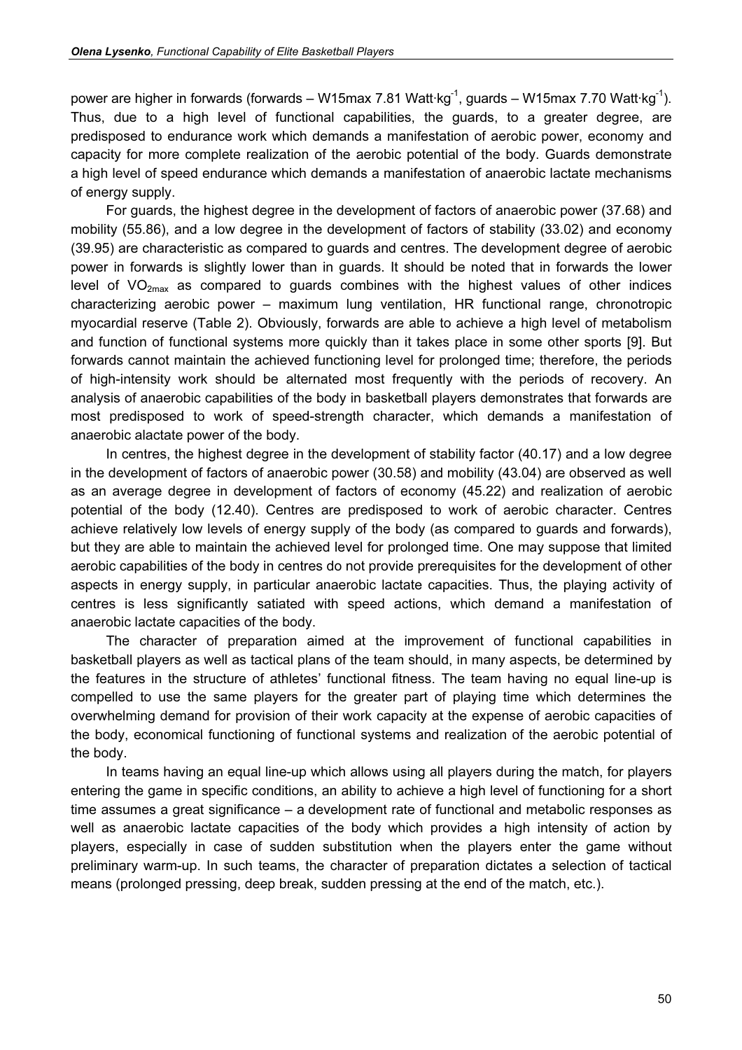power are higher in forwards (forwards – W15max 7.81 Watt·kg$^{-1}$, guards – W15max 7.70 Watt·kg$^{-1}$). Thus, due to a high level of functional capabilities, the guards, to a greater degree, are predisposed to endurance work which demands a manifestation of aerobic power, economy and capacity for more complete realization of the aerobic potential of the body. Guards demonstrate a high level of speed endurance which demands a manifestation of anaerobic lactate mechanisms of energy supply.

For guards, the highest degree in the development of factors of anaerobic power (37.68) and mobility (55.86), and a low degree in the development of factors of stability (33.02) and economy (39.95) are characteristic as compared to guards and centres. The development degree of aerobic power in forwards is slightly lower than in guards. It should be noted that in forwards the lower level of $VO_{2max}$ as compared to guards combines with the highest values of other indices characterizing aerobic power – maximum lung ventilation, HR functional range, chronotropic myocardial reserve (Table 2). Obviously, forwards are able to achieve a high level of metabolism and function of functional systems more quickly than it takes place in some other sports [9]. But forwards cannot maintain the achieved functioning level for prolonged time; therefore, the periods of high-intensity work should be alternated most frequently with the periods of recovery. An analysis of anaerobic capabilities of the body in basketball players demonstrates that forwards are most predisposed to work of speed-strength character, which demands a manifestation of anaerobic alactate power of the body.

In centres, the highest degree in the development of stability factor (40.17) and a low degree in the development of factors of anaerobic power (30.58) and mobility (43.04) are observed as well as an average degree in development of factors of economy (45.22) and realization of aerobic potential of the body (12.40). Centres are predisposed to work of aerobic character. Centres achieve relatively low levels of energy supply of the body (as compared to guards and forwards), but they are able to maintain the achieved level for prolonged time. One may suppose that limited aerobic capabilities of the body in centres do not provide prerequisites for the development of other aspects in energy supply, in particular anaerobic lactate capacities. Thus, the playing activity of centres is less significantly satiated with speed actions, which demand a manifestation of anaerobic lactate capacities of the body.

The character of preparation aimed at the improvement of functional capabilities in basketball players as well as tactical plans of the team should, in many aspects, be determined by the features in the structure of athletes' functional fitness. The team having no equal line-up is compelled to use the same players for the greater part of playing time which determines the overwhelming demand for provision of their work capacity at the expense of aerobic capacities of the body, economical functioning of functional systems and realization of the aerobic potential of the body.

In teams having an equal line-up which allows using all players during the match, for players entering the game in specific conditions, an ability to achieve a high level of functioning for a short time assumes a great significance – a development rate of functional and metabolic responses as well as anaerobic lactate capacities of the body which provides a high intensity of action by players, especially in case of sudden substitution when the players enter the game without preliminary warm-up. In such teams, the character of preparation dictates a selection of tactical means (prolonged pressing, deep break, sudden pressing at the end of the match, etc.).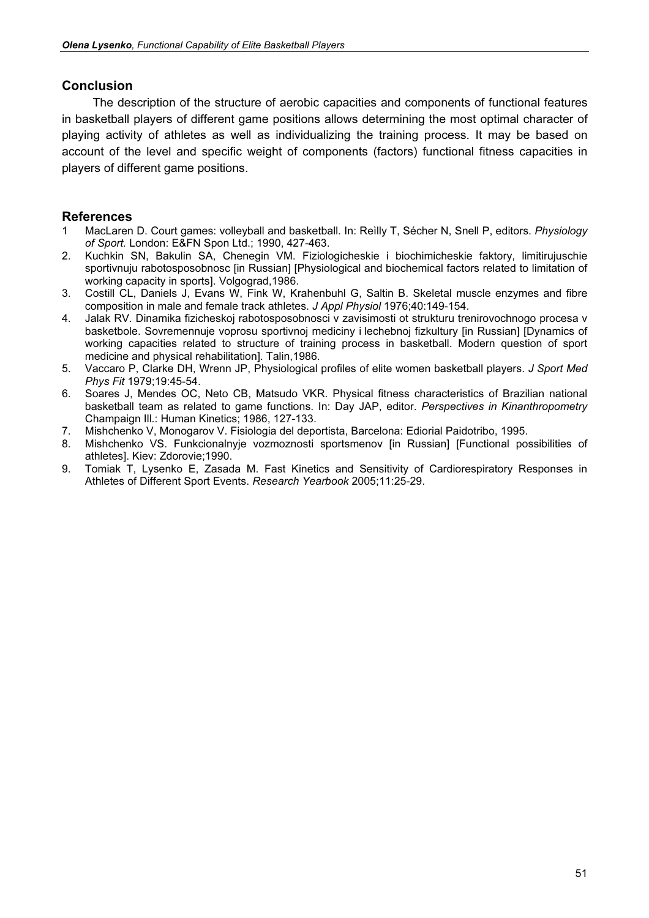## Conclusion

The description of the structure of aerobic capacities and components of functional features in basketball players of different game positions allows determining the most optimal character of playing activity of athletes as well as individualizing the training process. It may be based on account of the level and specific weight of components (factors) functional fitness capacities in players of different game positions.

## References

1. MacLaren D. Court games: volleyball and basketball. In: Reìlly T, Sécher N, Snell P, editors. *Physiology of Sport.* London: E&FN Spon Ltd.; 1990, 427-463.
2. Kuchkin SN, Bakulin SA, Chenegin VM. Fiziologicheskie i biochimicheskie faktory, limitirujuschie sportivnuju rabotosposobnosc [in Russian] [Physiological and biochemical factors related to limitation of working capacity in sports]. Volgograd,1986.
3. Costill CL, Daniels J, Evans W, Fink W, Krahenbuhl G, Saltin B. Skeletal muscle enzymes and fibre composition in male and female track athletes. *J Appl Physiol* 1976;40:149-154.
4. Jalak RV. Dinamika fizicheskoj rabotosposobnosci v zavisimosti ot strukturu trenirovochnogo procesa v basketbole. Sovremennuje voprosu sportivnoj mediciny i lechebnoj fizkultury [in Russian] [Dynamics of working capacities related to structure of training process in basketball. Modern question of sport medicine and physical rehabilitation]. Talin,1986.
5. Vaccaro P, Clarke DH, Wrenn JP, Physiological profiles of elite women basketball players. *J Sport Med Phys Fit* 1979;19:45-54.
6. Soares J, Mendes OC, Neto CB, Matsudo VKR. Physical fitness characteristics of Brazilian national basketball team as related to game functions. In: Day JAP, editor. *Perspectives in Kinanthropometry* Champaign Ill.: Human Kinetics; 1986, 127-133.
7. Mishchenko V, Monogarov V. Fisiologia del deportista, Barcelona: Ediorial Paidotribo, 1995.
8. Mishchenko VS. Funkcionalnyje vozmoznosti sportsmenov [in Russian] [Functional possibilities of athletes]. Kiev: Zdorovie;1990.
9. Tomiak T, Lysenko E, Zasada M. Fast Kinetics and Sensitivity of Cardiorespiratory Responses in Athletes of Different Sport Events. *Research Yearbook* 2005;11:25-29.